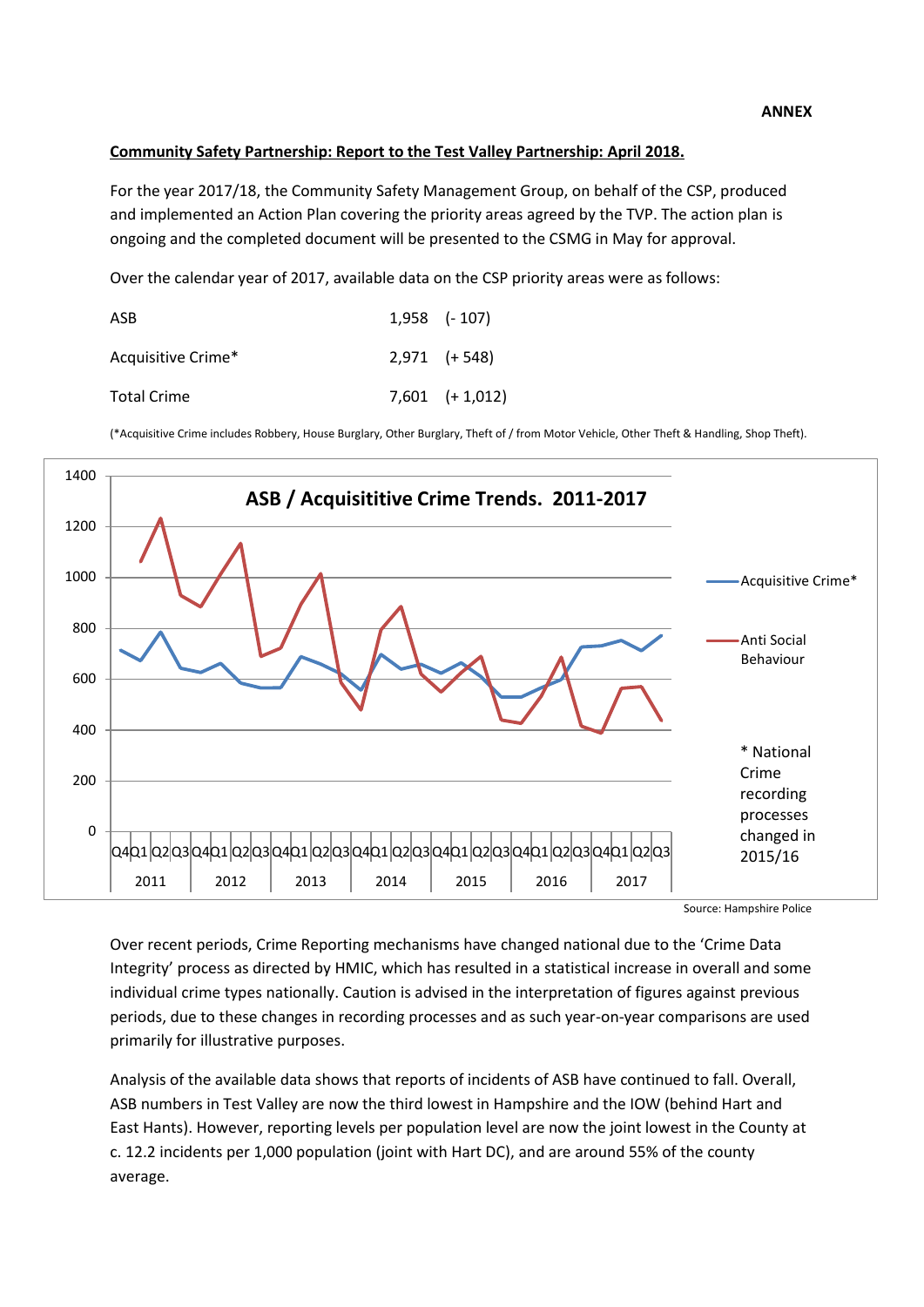**ANNEX**

**Community Safety Partnership: Report to the Test Valley Partnership: April 2018.**

For the year 2017/18, the Community Safety Management Group, on behalf of the CSP, produced and implemented an Action Plan covering the priority areas agreed by the TVP. The action plan is ongoing and the completed document will be presented to the CSMG in May for approval.

Over the calendar year of 2017, available data on the CSP priority areas were as follows:

| | | |
|---|---|---|
| ASB | 1,958 | (- 107) |
| Acquisitive Crime* | 2,971 | (+ 548) |
| Total Crime | 7,601 | (+ 1,012) |

(*Acquisitive Crime includes Robbery, House Burglary, Other Burglary, Theft of / from Motor Vehicle, Other Theft & Handling, Shop Theft).

ASB / Acquisititive Crime Trends. 2011-2017

Acquisitive Crime*

Anti Social Behaviour

* National Crime recording processes changed in 2015/16

Source: Hampshire Police

Over recent periods, Crime Reporting mechanisms have changed national due to the 'Crime Data Integrity' process as directed by HMIC, which has resulted in a statistical increase in overall and some individual crime types nationally. Caution is advised in the interpretation of figures against previous periods, due to these changes in recording processes and as such year-on-year comparisons are used primarily for illustrative purposes.

Analysis of the available data shows that reports of incidents of ASB have continued to fall. Overall, ASB numbers in Test Valley are now the third lowest in Hampshire and the IOW (behind Hart and East Hants). However, reporting levels per population level are now the joint lowest in the County at c. 12.2 incidents per 1,000 population (joint with Hart DC), and are around 55% of the county average.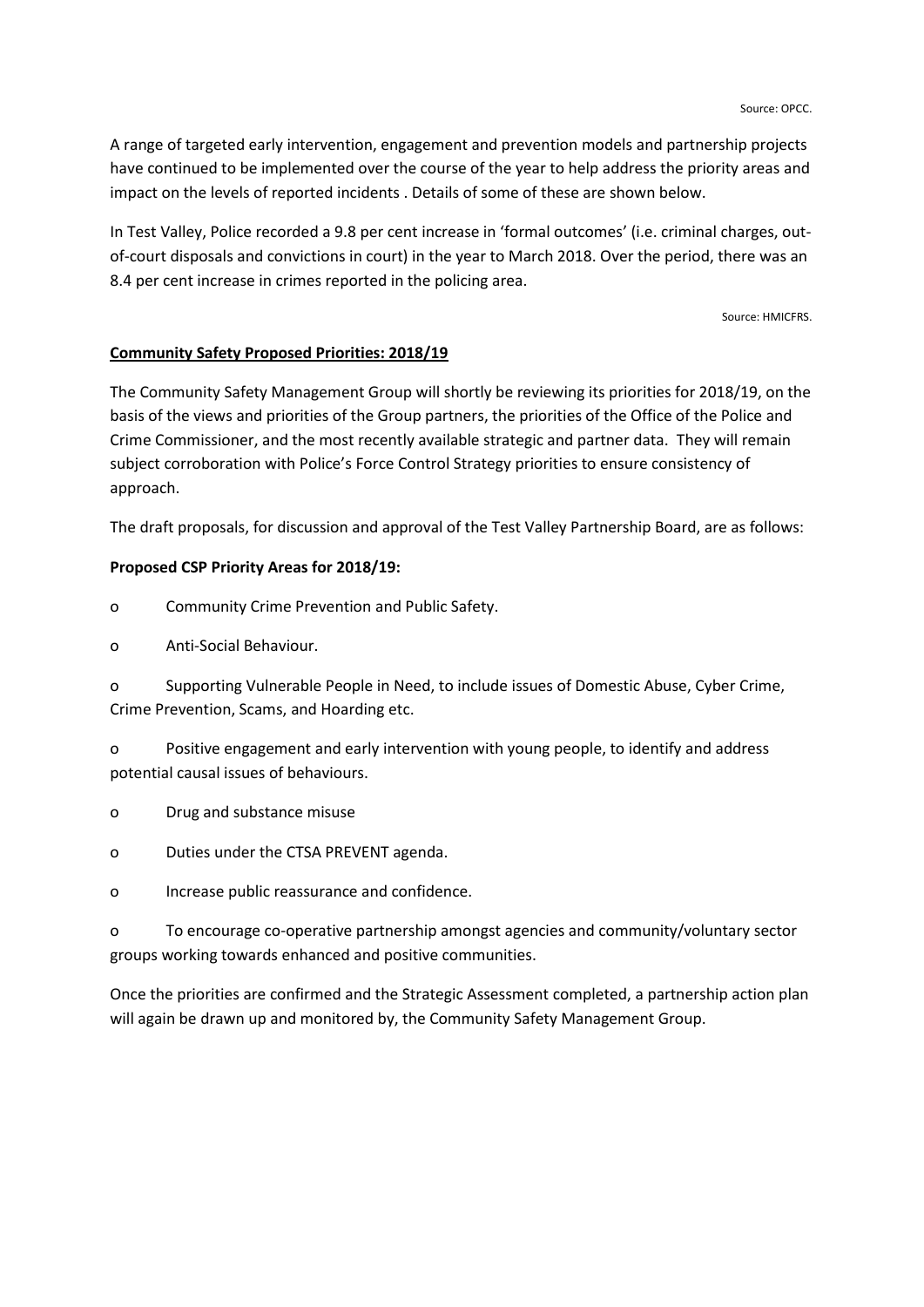Source: OPCC.

A range of targeted early intervention, engagement and prevention models and partnership projects have continued to be implemented over the course of the year to help address the priority areas and impact on the levels of reported incidents . Details of some of these are shown below.

In Test Valley, Police recorded a 9.8 per cent increase in 'formal outcomes' (i.e. criminal charges, out-of-court disposals and convictions in court) in the year to March 2018. Over the period, there was an 8.4 per cent increase in crimes reported in the policing area.

Source: HMICFRS.

**Community Safety Proposed Priorities: 2018/19**

The Community Safety Management Group will shortly be reviewing its priorities for 2018/19, on the basis of the views and priorities of the Group partners, the priorities of the Office of the Police and Crime Commissioner, and the most recently available strategic and partner data. They will remain subject corroboration with Police's Force Control Strategy priorities to ensure consistency of approach.

The draft proposals, for discussion and approval of the Test Valley Partnership Board, are as follows:

**Proposed CSP Priority Areas for 2018/19:**

- Community Crime Prevention and Public Safety.
- Anti-Social Behaviour.
- Supporting Vulnerable People in Need, to include issues of Domestic Abuse, Cyber Crime, Crime Prevention, Scams, and Hoarding etc.
- Positive engagement and early intervention with young people, to identify and address potential causal issues of behaviours.
- Drug and substance misuse
- Duties under the CTSA PREVENT agenda.
- Increase public reassurance and confidence.
- To encourage co-operative partnership amongst agencies and community/voluntary sector groups working towards enhanced and positive communities.

Once the priorities are confirmed and the Strategic Assessment completed, a partnership action plan will again be drawn up and monitored by, the Community Safety Management Group.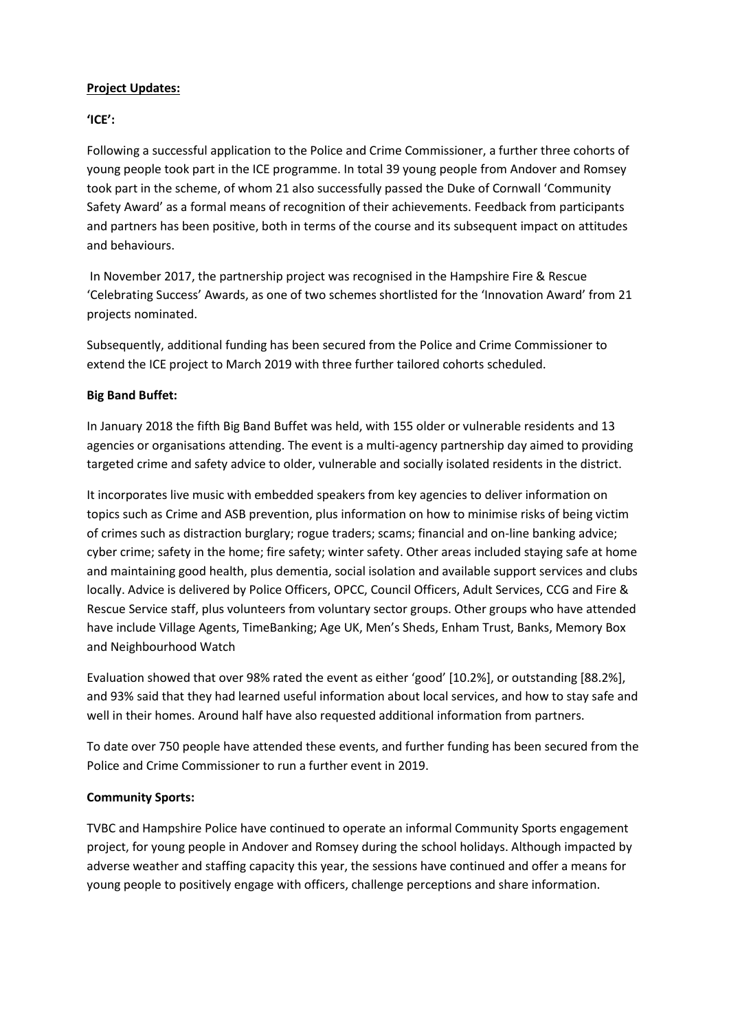**Project Updates:**

**'ICE':**

Following a successful application to the Police and Crime Commissioner, a further three cohorts of young people took part in the ICE programme. In total 39 young people from Andover and Romsey took part in the scheme, of whom 21 also successfully passed the Duke of Cornwall 'Community Safety Award' as a formal means of recognition of their achievements. Feedback from participants and partners has been positive, both in terms of the course and its subsequent impact on attitudes and behaviours.

In November 2017, the partnership project was recognised in the Hampshire Fire & Rescue 'Celebrating Success' Awards, as one of two schemes shortlisted for the 'Innovation Award' from 21 projects nominated.

Subsequently, additional funding has been secured from the Police and Crime Commissioner to extend the ICE project to March 2019 with three further tailored cohorts scheduled.

**Big Band Buffet:**

In January 2018 the fifth Big Band Buffet was held, with 155 older or vulnerable residents and 13 agencies or organisations attending. The event is a multi-agency partnership day aimed to providing targeted crime and safety advice to older, vulnerable and socially isolated residents in the district.

It incorporates live music with embedded speakers from key agencies to deliver information on topics such as Crime and ASB prevention, plus information on how to minimise risks of being victim of crimes such as distraction burglary; rogue traders; scams; financial and on-line banking advice; cyber crime; safety in the home; fire safety; winter safety. Other areas included staying safe at home and maintaining good health, plus dementia, social isolation and available support services and clubs locally. Advice is delivered by Police Officers, OPCC, Council Officers, Adult Services, CCG and Fire & Rescue Service staff, plus volunteers from voluntary sector groups. Other groups who have attended have include Village Agents, TimeBanking; Age UK, Men's Sheds, Enham Trust, Banks, Memory Box and Neighbourhood Watch

Evaluation showed that over 98% rated the event as either 'good' [10.2%], or outstanding [88.2%], and 93% said that they had learned useful information about local services, and how to stay safe and well in their homes. Around half have also requested additional information from partners.

To date over 750 people have attended these events, and further funding has been secured from the Police and Crime Commissioner to run a further event in 2019.

**Community Sports:**

TVBC and Hampshire Police have continued to operate an informal Community Sports engagement project, for young people in Andover and Romsey during the school holidays. Although impacted by adverse weather and staffing capacity this year, the sessions have continued and offer a means for young people to positively engage with officers, challenge perceptions and share information.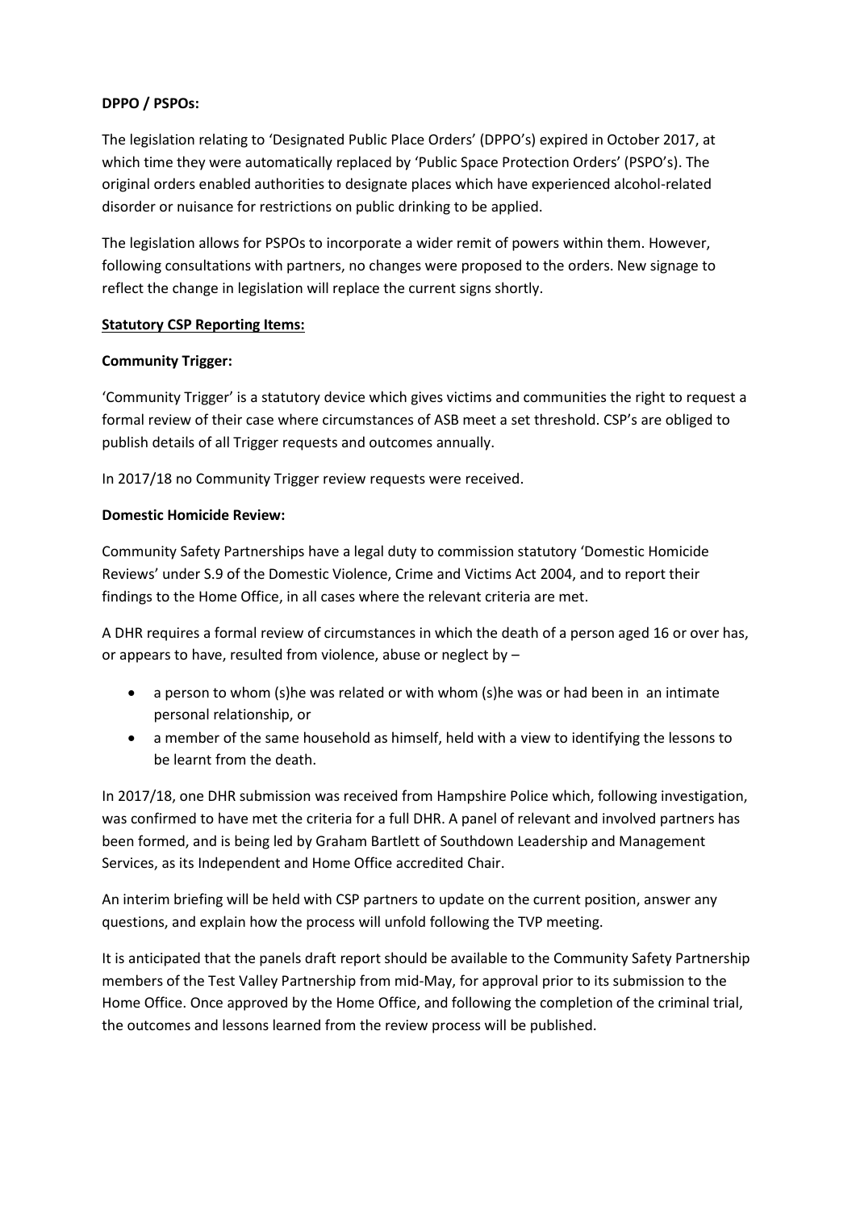**DPPO / PSPOs:**

The legislation relating to 'Designated Public Place Orders' (DPPO's) expired in October 2017, at which time they were automatically replaced by 'Public Space Protection Orders' (PSPO's). The original orders enabled authorities to designate places which have experienced alcohol-related disorder or nuisance for restrictions on public drinking to be applied.

The legislation allows for PSPOs to incorporate a wider remit of powers within them. However, following consultations with partners, no changes were proposed to the orders. New signage to reflect the change in legislation will replace the current signs shortly.

**Statutory CSP Reporting Items:**

**Community Trigger:**

'Community Trigger' is a statutory device which gives victims and communities the right to request a formal review of their case where circumstances of ASB meet a set threshold. CSP's are obliged to publish details of all Trigger requests and outcomes annually.

In 2017/18 no Community Trigger review requests were received.

**Domestic Homicide Review:**

Community Safety Partnerships have a legal duty to commission statutory 'Domestic Homicide Reviews' under S.9 of the Domestic Violence, Crime and Victims Act 2004, and to report their findings to the Home Office, in all cases where the relevant criteria are met.

A DHR requires a formal review of circumstances in which the death of a person aged 16 or over has, or appears to have, resulted from violence, abuse or neglect by –

- a person to whom (s)he was related or with whom (s)he was or had been in an intimate personal relationship, or
- a member of the same household as himself, held with a view to identifying the lessons to be learnt from the death.

In 2017/18, one DHR submission was received from Hampshire Police which, following investigation, was confirmed to have met the criteria for a full DHR. A panel of relevant and involved partners has been formed, and is being led by Graham Bartlett of Southdown Leadership and Management Services, as its Independent and Home Office accredited Chair.

An interim briefing will be held with CSP partners to update on the current position, answer any questions, and explain how the process will unfold following the TVP meeting.

It is anticipated that the panels draft report should be available to the Community Safety Partnership members of the Test Valley Partnership from mid-May, for approval prior to its submission to the Home Office. Once approved by the Home Office, and following the completion of the criminal trial, the outcomes and lessons learned from the review process will be published.